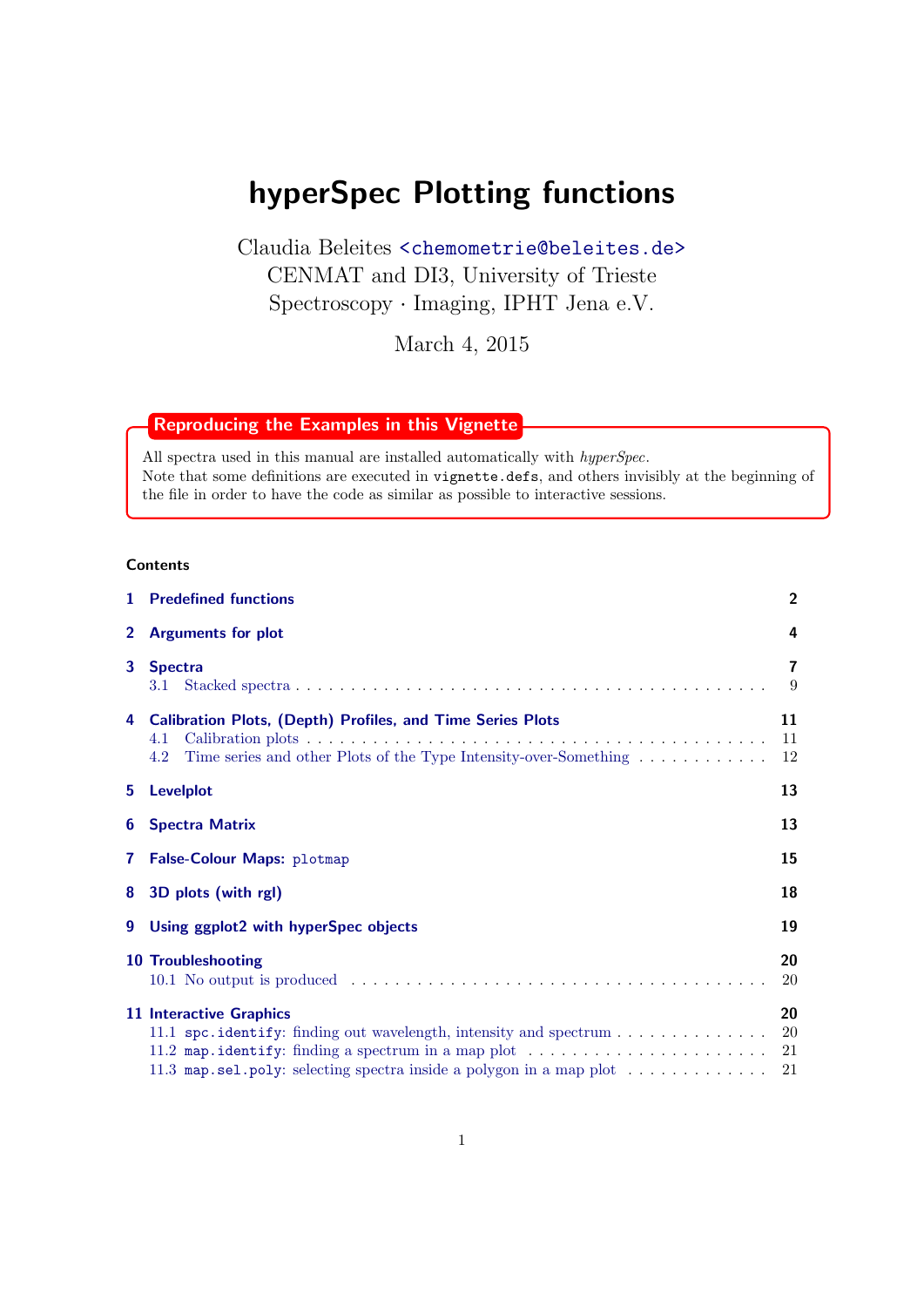# hyperSpec Plotting functions

Claudia Beleites <chemometrie@beleites.de>
CENMAT and DI3, University of Trieste
Spectroscopy · Imaging, IPHT Jena e.V.

March 4, 2015

**Reproducing the Examples in this Vignette**

All spectra used in this manual are installed automatically with *hyperSpec*.
Note that some definitions are executed in `vignette.defs`, and others invisibly at the beginning of the file in order to have the code as similar as possible to interactive sessions.

## Contents

- 1 Predefined functions — 2
- 2 Arguments for plot — 4
- 3 Spectra — 7
  - 3.1 Stacked spectra — 9
- 4 Calibration Plots, (Depth) Profiles, and Time Series Plots — 11
  - 4.1 Calibration plots — 11
  - 4.2 Time series and other Plots of the Type Intensity-over-Something — 12
- 5 Levelplot — 13
- 6 Spectra Matrix — 13
- 7 False-Colour Maps: `plotmap` — 15
- 8 3D plots (with rgl) — 18
- 9 Using ggplot2 with hyperSpec objects — 19
- 10 Troubleshooting — 20
  - 10.1 No output is produced — 20
- 11 Interactive Graphics — 20
  - 11.1 `spc.identify`: finding out wavelength, intensity and spectrum — 20
  - 11.2 `map.identify`: finding a spectrum in a map plot — 21
  - 11.3 `map.sel.poly`: selecting spectra inside a polygon in a map plot — 21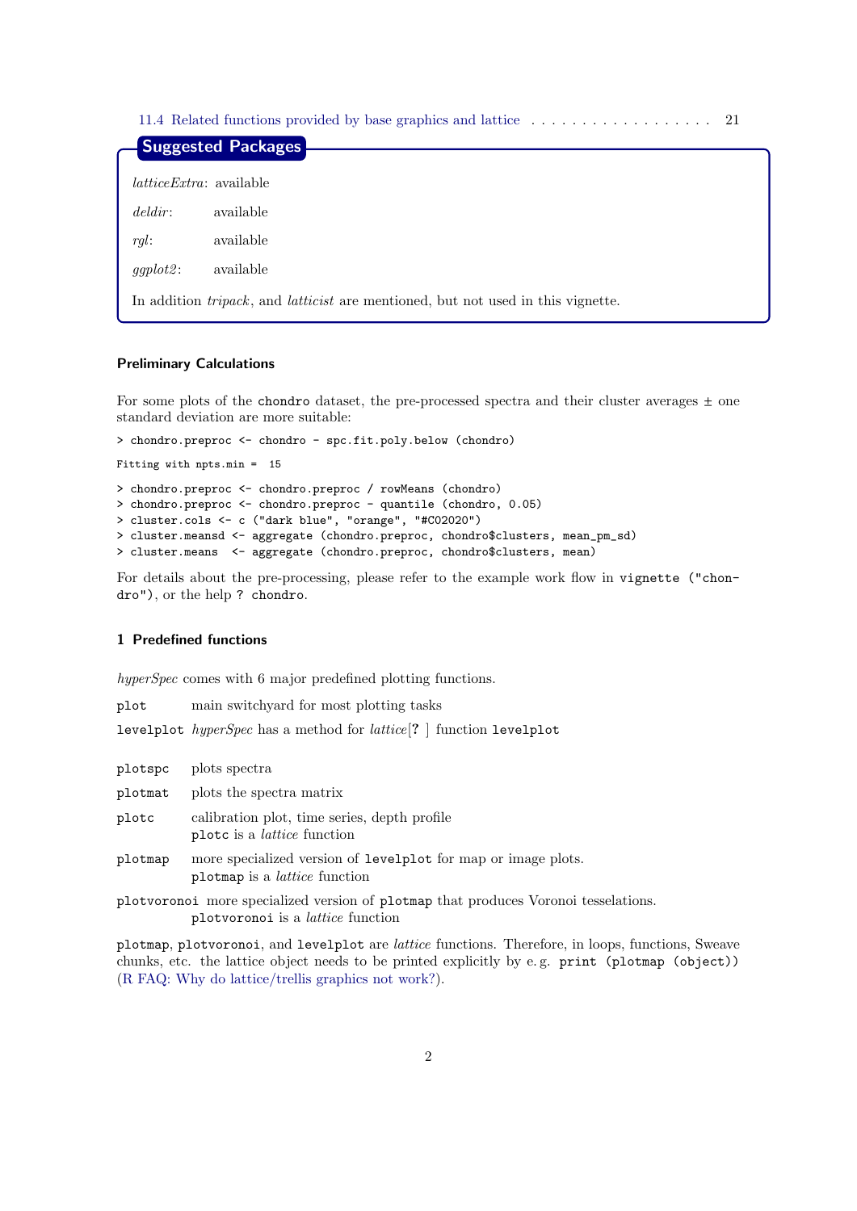11.4 Related functions provided by base graphics and lattice . . . . . . . . . . . . . . . . . . . 21

**Suggested Packages**

*latticeExtra*: available

*deldir*: available

*rgl*: available

*ggplot2*: available

In addition *tripack*, and *latticist* are mentioned, but not used in this vignette.

### Preliminary Calculations

For some plots of the `chondro` dataset, the pre-processed spectra and their cluster averages ± one standard deviation are more suitable:

```
> chondro.preproc <- chondro - spc.fit.poly.below (chondro)
Fitting with npts.min =  15
> chondro.preproc <- chondro.preproc / rowMeans (chondro)
> chondro.preproc <- chondro.preproc - quantile (chondro, 0.05)
> cluster.cols <- c ("dark blue", "orange", "#C02020")
> cluster.meansd <- aggregate (chondro.preproc, chondro$clusters, mean_pm_sd)
> cluster.means  <- aggregate (chondro.preproc, chondro$clusters, mean)
```

For details about the pre-processing, please refer to the example work flow in `vignette ("chondro")`, or the help `? chondro`.

## 1 Predefined functions

*hyperSpec* comes with 6 major predefined plotting functions.

`plot` main switchyard for most plotting tasks

`levelplot` *hyperSpec* has a method for *lattice*[? ] function `levelplot`

`plotspc` plots spectra

`plotmat` plots the spectra matrix

`plotc` calibration plot, time series, depth profile
`plotc` is a *lattice* function

`plotmap` more specialized version of `levelplot` for map or image plots.
`plotmap` is a *lattice* function

`plotvoronoi` more specialized version of `plotmap` that produces Voronoi tesselations.
`plotvoronoi` is a *lattice* function

`plotmap`, `plotvoronoi`, and `levelplot` are *lattice* functions. Therefore, in loops, functions, Sweave chunks, etc. the lattice object needs to be printed explicitly by e. g. `print (plotmap (object))` (R FAQ: Why do lattice/trellis graphics not work?).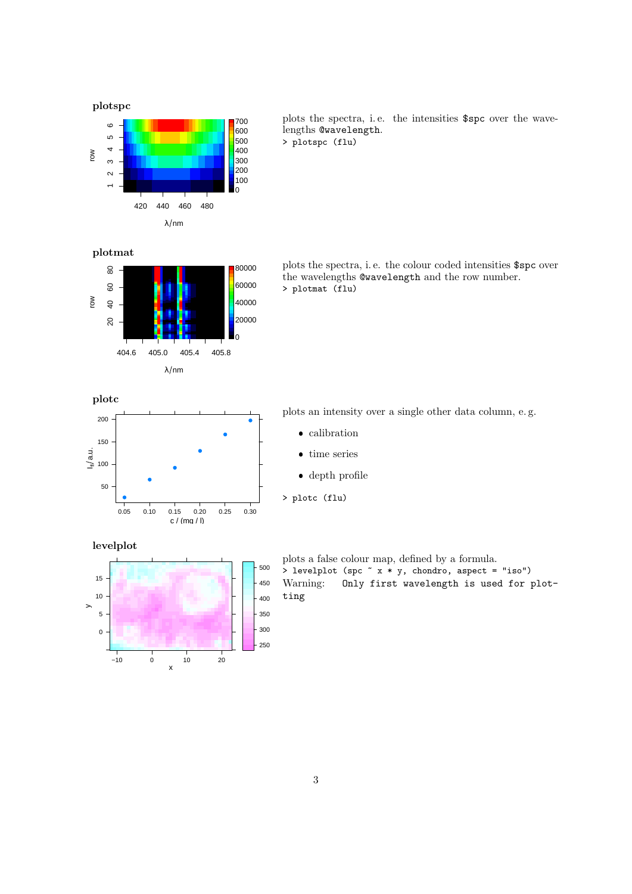**plotspc**

plots the spectra, i. e. the intensities `$spc` over the wavelengths `@wavelength`.

```
> plotspc (flu)
```

**plotmat**

plots the spectra, i. e. the colour coded intensities `$spc` over the wavelengths `@wavelength` and the row number.

```
> plotmat (flu)
```

**plotc**

plots an intensity over a single other data column, e. g.

- calibration
- time series
- depth profile

```
> plotc (flu)
```

**levelplot**

plots a false colour map, defined by a formula.

```
> levelplot (spc ~ x * y, chondro, aspect = "iso")
```

Warning: `Only first wavelength is used for plotting`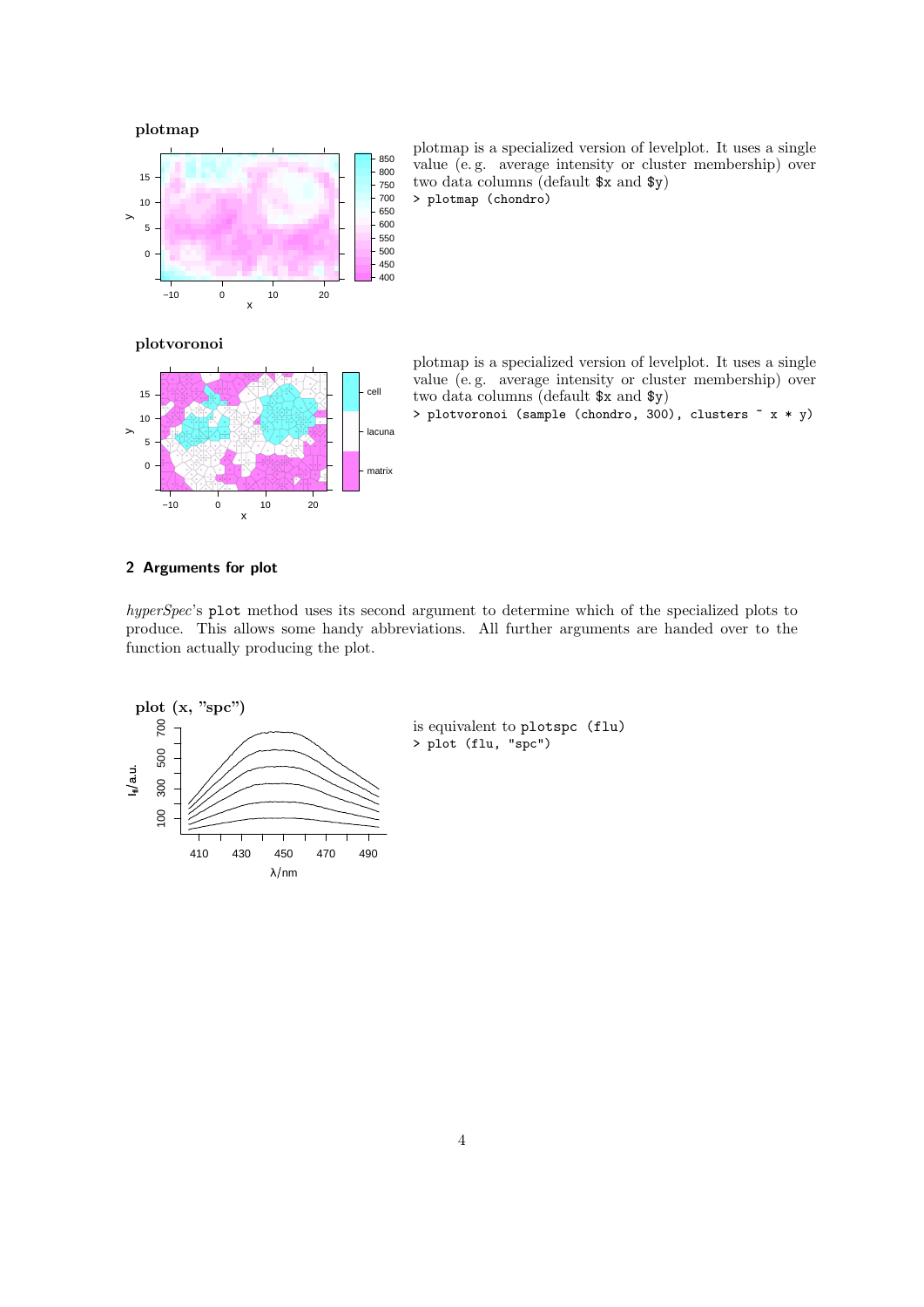**plotmap**

plotmap is a specialized version of levelplot. It uses a single value (e. g. average intensity or cluster membership) over two data columns (default $x and $y)

```
> plotmap (chondro)
```

**plotvoronoi**

plotmap is a specialized version of levelplot. It uses a single value (e. g. average intensity or cluster membership) over two data columns (default $x and $y)

```
> plotvoronoi (sample (chondro, 300), clusters ~ x * y)
```

## 2 Arguments for plot

*hyperSpec*'s `plot` method uses its second argument to determine which of the specialized plots to produce. This allows some handy abbreviations. All further arguments are handed over to the function actually producing the plot.

**plot (x, "spc")**

is equivalent to `plotspc (flu)`

```
> plot (flu, "spc")
```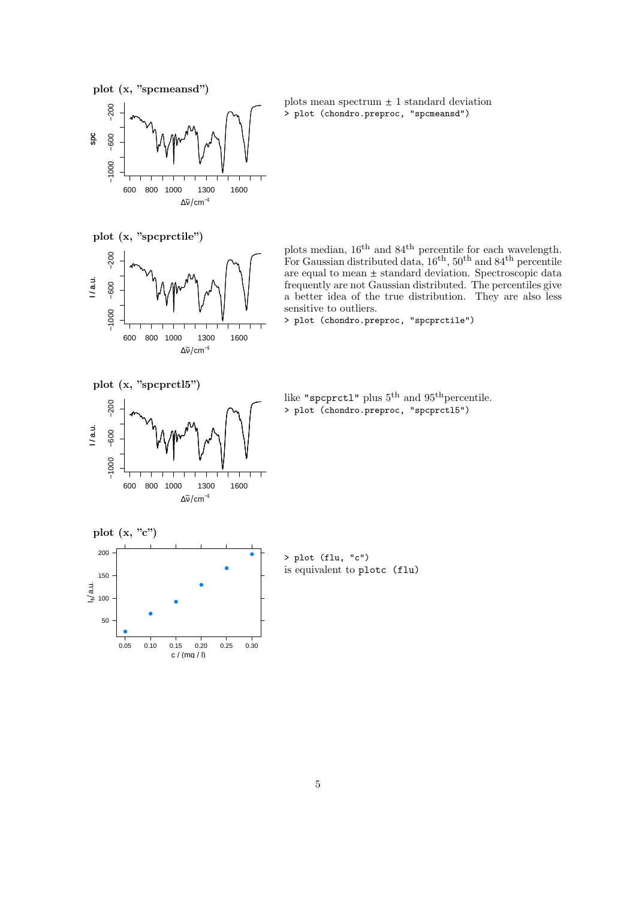**plot (x, "spcmeansd")**

plots mean spectrum ± 1 standard deviation

```
> plot (chondro.preproc, "spcmeansd")
```

**plot (x, "spcprctile")**

plots median, 16th and 84th percentile for each wavelength. For Gaussian distributed data, 16th, 50th and 84th percentile are equal to mean ± standard deviation. Spectroscopic data frequently are not Gaussian distributed. The percentiles give a better idea of the true distribution. They are also less sensitive to outliers.

```
> plot (chondro.preproc, "spcprctile")
```

**plot (x, "spcprctl5")**

like `"spcprctl"` plus 5th and 95th percentile.

```
> plot (chondro.preproc, "spcprctl5")
```

**plot (x, "c")**

```
> plot (flu, "c")
```

is equivalent to `plotc (flu)`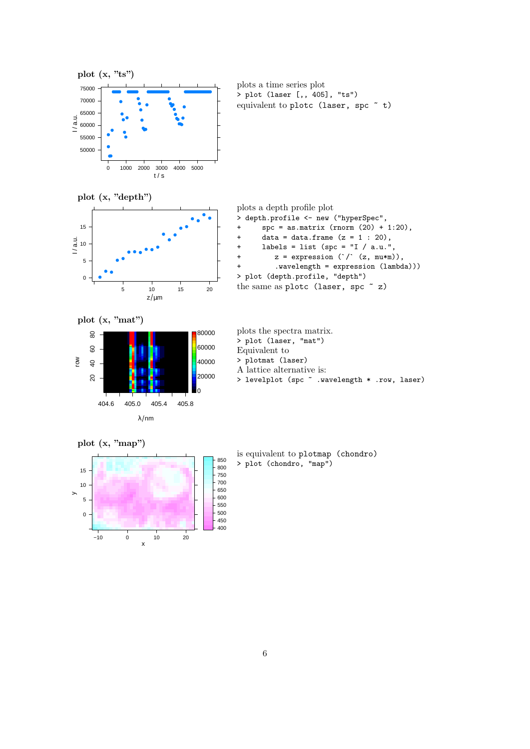**plot (x, "ts")**

plots a time series plot

```
> plot (laser [,, 405], "ts")
```

equivalent to `plotc (laser, spc ~ t)`

**plot (x, "depth")**

plots a depth profile plot

```
> depth.profile <- new ("hyperSpec",
+      spc = as.matrix (rnorm (20) + 1:20),
+      data = data.frame (z = 1 : 20),
+      labels = list (spc = "I / a.u.",
+         z = expression (`/` (z, mu*m)),
+         .wavelength = expression (lambda)))
> plot (depth.profile, "depth")
```

the same as `plotc (laser, spc ~ z)`

**plot (x, "mat")**

plots the spectra matrix.

```
> plot (laser, "mat")
```

Equivalent to

```
> plotmat (laser)
```

A lattice alternative is:

```
> levelplot (spc ~ .wavelength * .row, laser)
```

**plot (x, "map")**

is equivalent to `plotmap (chondro)`

```
> plot (chondro, "map")
```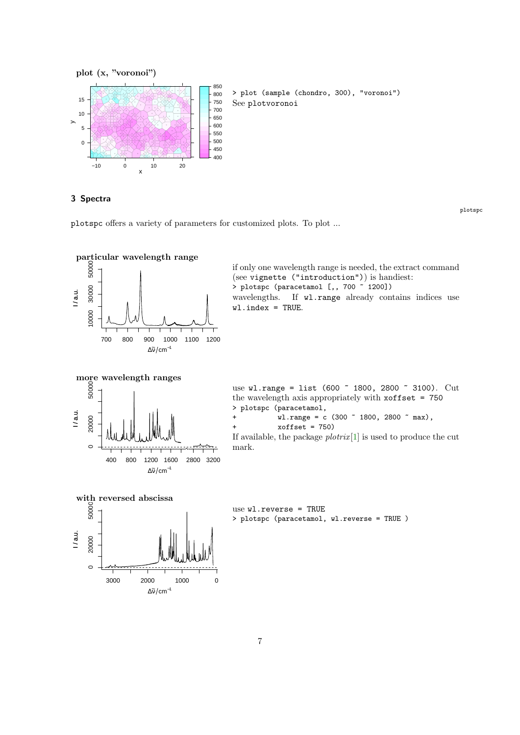**plot (x, "voronoi")**

```
> plot (sample (chondro, 300), "voronoi")
```

See `plotvoronoi`

## 3 Spectra

plotspc

`plotspc` offers a variety of parameters for customized plots. To plot ...

**particular wavelength range**

if only one wavelength range is needed, the extract command (see `vignette ("introduction")`) is handiest:

```
> plotspc (paracetamol [,, 700 ~ 1200])
```

wavelengths. If `wl.range` already contains indices use `wl.index = TRUE`.

**more wavelength ranges**

use `wl.range = list (600 ~ 1800, 2800 ~ 3100)`. Cut the wavelength axis appropriately with `xoffset = 750`

```
> plotspc (paracetamol,
+          wl.range = c (300 ~ 1800, 2800 ~ max),
+          xoffset = 750)
```

If available, the package *plotrix*[1] is used to produce the cut mark.

**with reversed abscissa**

use `wl.reverse = TRUE`

```
> plotspc (paracetamol, wl.reverse = TRUE )
```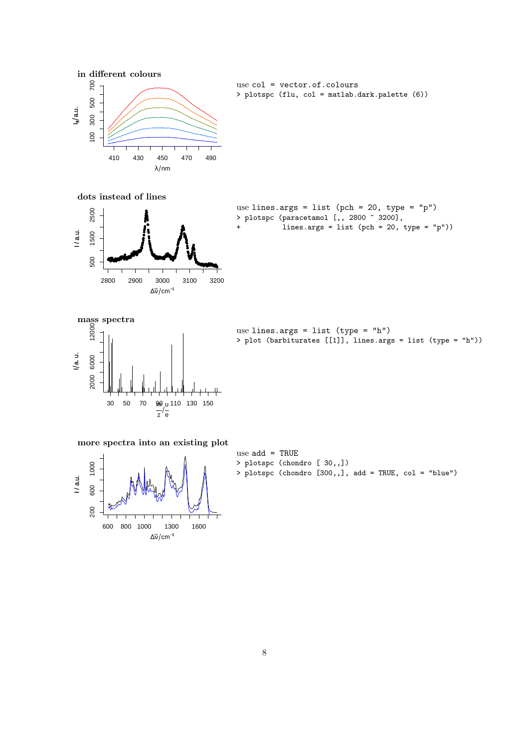**in different colours**

use `col = vector.of.colours`

```
> plotspc (flu, col = matlab.dark.palette (6))
```

**dots instead of lines**

use `lines.args = list (pch = 20, type = "p")`

```
> plotspc (paracetamol [,, 2800 ~ 3200],
+          lines.args = list (pch = 20, type = "p"))
```

**mass spectra**

use `lines.args = list (type = "h")`

```
> plot (barbiturates [[1]], lines.args = list (type = "h"))
```

**more spectra into an existing plot**

use `add = TRUE`

```
> plotspc (chondro [ 30,,])
> plotspc (chondro [300,,], add = TRUE, col = "blue")
```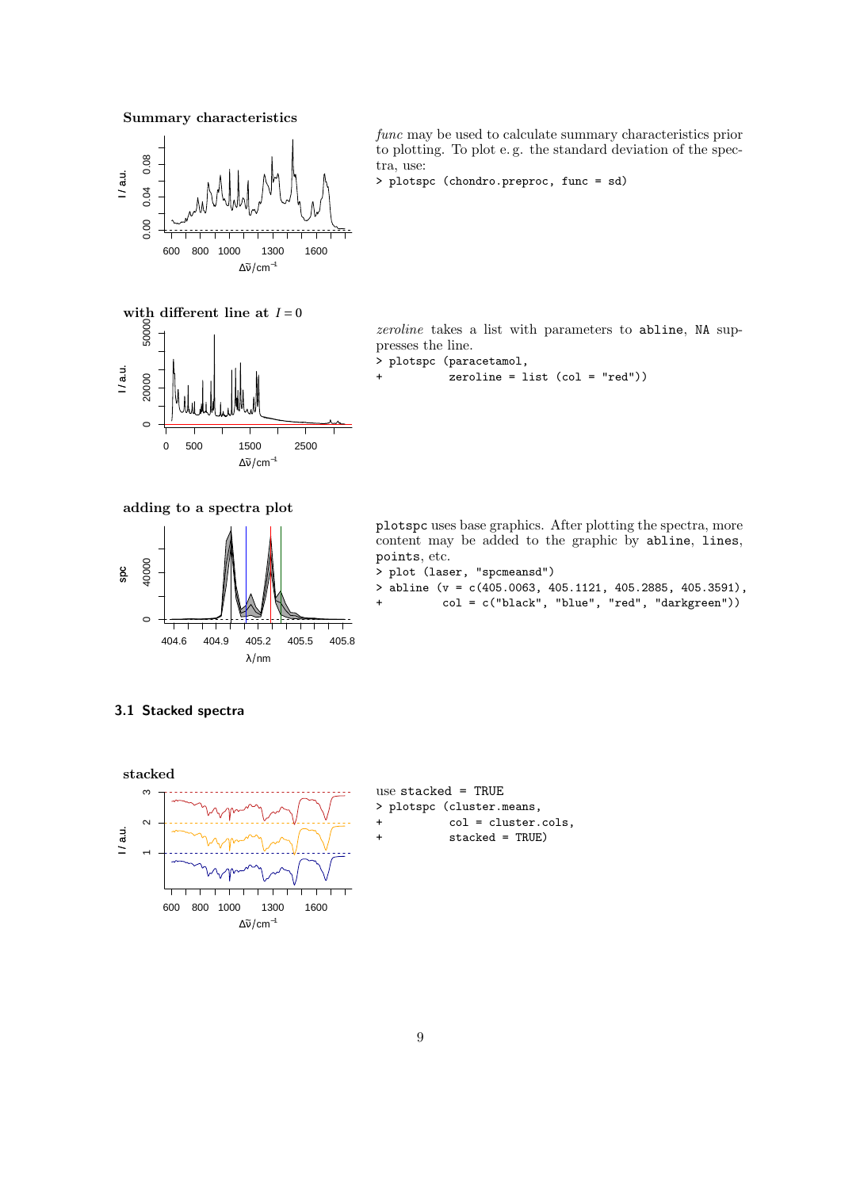**Summary characteristics**

*func* may be used to calculate summary characteristics prior to plotting. To plot e. g. the standard deviation of the spectra, use:

```
> plotspc (chondro.preproc, func = sd)
```

**with different line at** $I = 0$

*zeroline* takes a list with parameters to `abline`, `NA` suppresses the line.

```
> plotspc (paracetamol,
+          zeroline = list (col = "red"))
```

**adding to a spectra plot**

`plotspc` uses base graphics. After plotting the spectra, more content may be added to the graphic by `abline`, `lines`, `points`, etc.

```
> plot (laser, "spcmeansd")
> abline (v = c(405.0063, 405.1121, 405.2885, 405.3591),
+         col = c("black", "blue", "red", "darkgreen"))
```

## 3.1 Stacked spectra

**stacked**

use `stacked = TRUE`

```
> plotspc (cluster.means,
+          col = cluster.cols,
+          stacked = TRUE)
```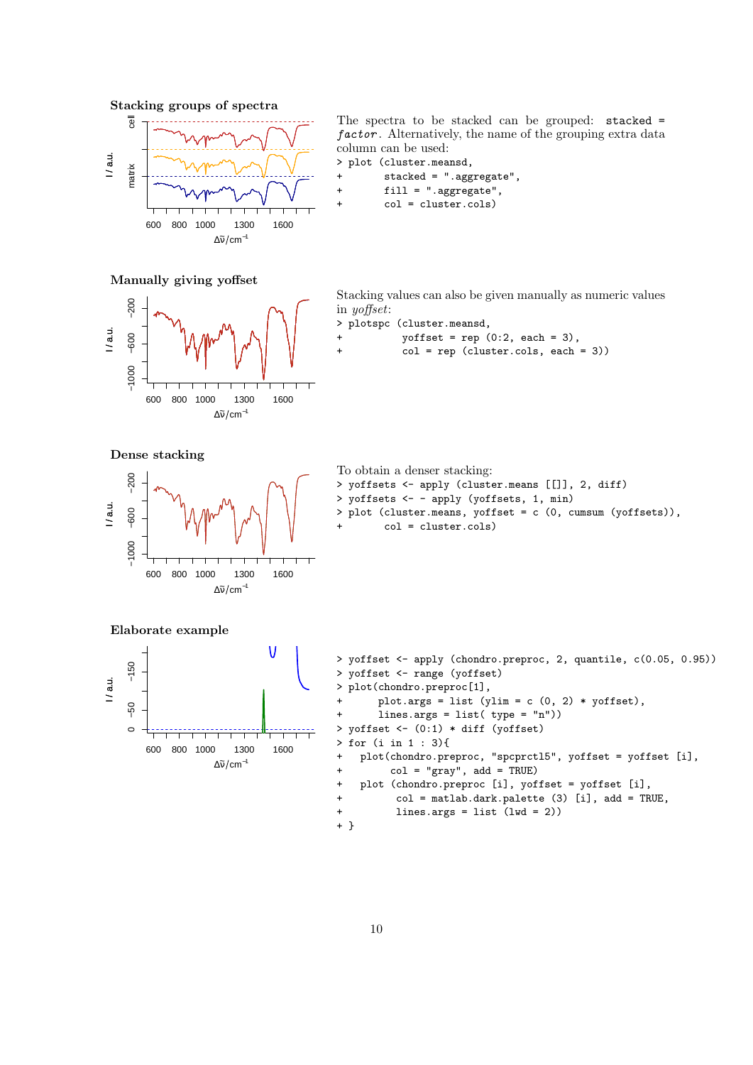### Stacking groups of spectra

The spectra to be stacked can be grouped: `stacked = factor`. Alternatively, the name of the grouping extra data column can be used:

```
> plot (cluster.meansd,
+       stacked = ".aggregate",
+       fill = ".aggregate",
+       col = cluster.cols)
```

### Manually giving yoffset

Stacking values can also be given manually as numeric values in *yoffset*:

```
> plotspc (cluster.meansd,
+          yoffset = rep (0:2, each = 3),
+          col = rep (cluster.cols, each = 3))
```

### Dense stacking

To obtain a denser stacking:

```
> yoffsets <- apply (cluster.means [[]], 2, diff)
> yoffsets <- - apply (yoffsets, 1, min)
> plot (cluster.means, yoffset = c (0, cumsum (yoffsets)),
+       col = cluster.cols)
```

### Elaborate example

```
> yoffset <- apply (chondro.preproc, 2, quantile, c(0.05, 0.95))
> yoffset <- range (yoffset)
> plot(chondro.preproc[1],
+      plot.args = list (ylim = c (0, 2) * yoffset),
+      lines.args = list( type = "n"))
> yoffset <- (0:1) * diff (yoffset)
> for (i in 1 : 3){
+   plot(chondro.preproc, "spcprctl5", yoffset = yoffset [i],
+        col = "gray", add = TRUE)
+   plot (chondro.preproc [i], yoffset = yoffset [i],
+         col = matlab.dark.palette (3) [i], add = TRUE,
+         lines.args = list (lwd = 2))
+ }
```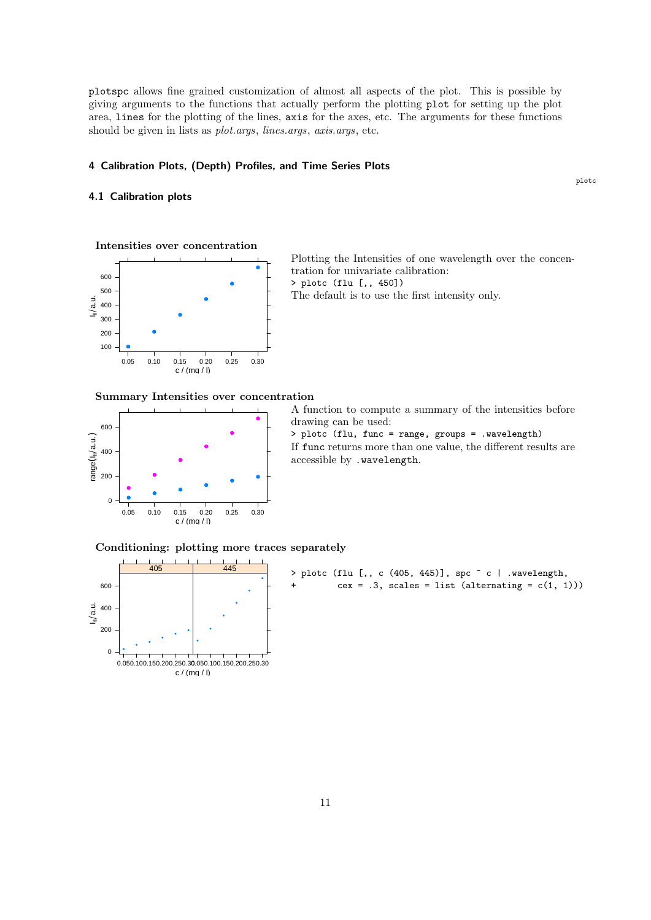plotspc allows fine grained customization of almost all aspects of the plot. This is possible by giving arguments to the functions that actually perform the plotting plot for setting up the plot area, lines for the plotting of the lines, axis for the axes, etc. The arguments for these functions should be given in lists as *plot.args*, *lines.args*, *axis.args*, etc.

## 4 Calibration Plots, (Depth) Profiles, and Time Series Plots

plotc

### 4.1 Calibration plots

**Intensities over concentration**

Plotting the Intensities of one wavelength over the concentration for univariate calibration:

```
> plotc (flu [,, 450])
```

The default is to use the first intensity only.

**Summary Intensities over concentration**

A function to compute a summary of the intensities before drawing can be used:

```
> plotc (flu, func = range, groups = .wavelength)
```

If func returns more than one value, the different results are accessible by .wavelength.

**Conditioning: plotting more traces separately**

```
> plotc (flu [,, c (405, 445)], spc ~ c | .wavelength,
+         cex = .3, scales = list (alternating = c(1, 1)))
```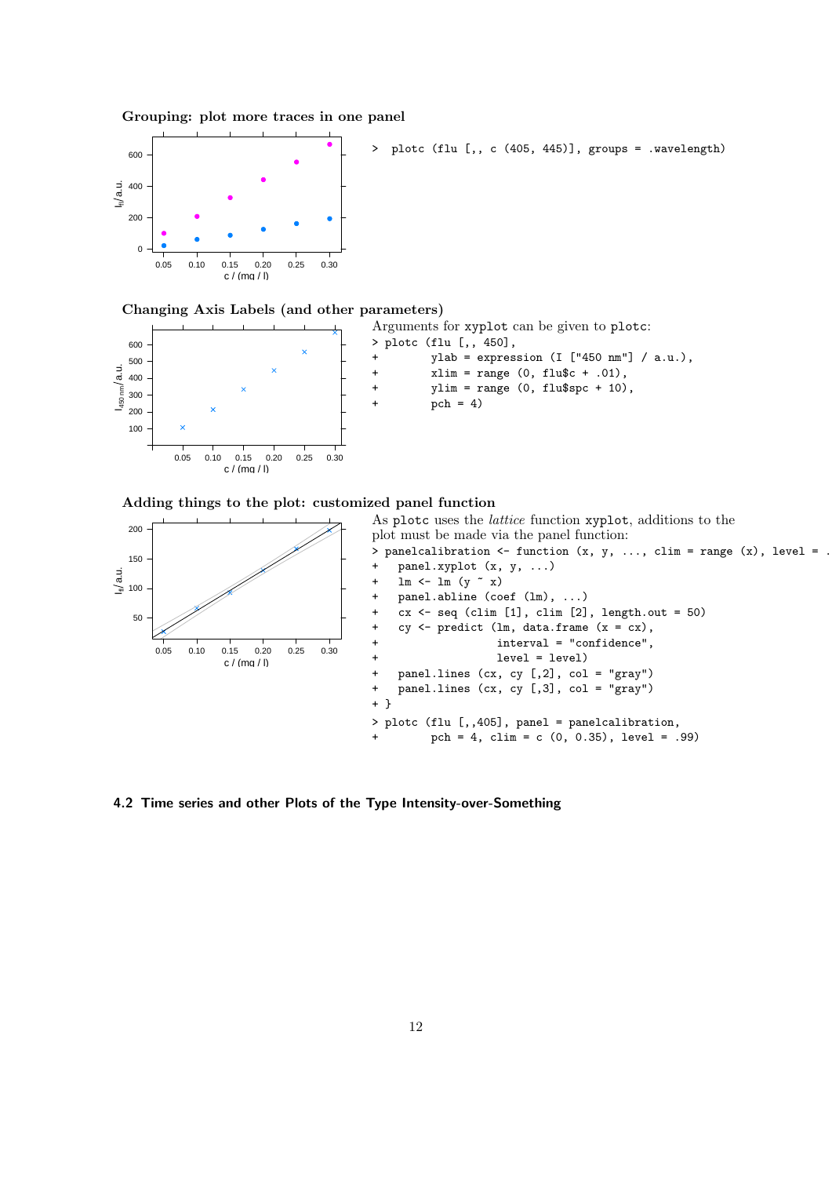**Grouping: plot more traces in one panel**

```
> plotc (flu [,, c (405, 445)], groups = .wavelength)
```

**Changing Axis Labels (and other parameters)**

Arguments for xyplot can be given to plotc:

```
> plotc (flu [,, 450],
+        ylab = expression (I ["450 nm"] / a.u.),
+        xlim = range (0, flu$c + .01),
+        ylim = range (0, flu$spc + 10),
+        pch = 4)
```

**Adding things to the plot: customized panel function**

As plotc uses the *lattice* function xyplot, additions to the plot must be made via the panel function:

```
> panelcalibration <- function (x, y, ..., clim = range (x), level = .
+   panel.xyplot (x, y, ...)
+   lm <- lm (y ~ x)
+   panel.abline (coef (lm), ...)
+   cx <- seq (clim [1], clim [2], length.out = 50)
+   cy <- predict (lm, data.frame (x = cx),
+                  interval = "confidence",
+                  level = level)
+   panel.lines (cx, cy [,2], col = "gray")
+   panel.lines (cx, cy [,3], col = "gray")
+ }
> plotc (flu [,,405], panel = panelcalibration,
+        pch = 4, clim = c (0, 0.35), level = .99)
```

## 4.2 Time series and other Plots of the Type Intensity-over-Something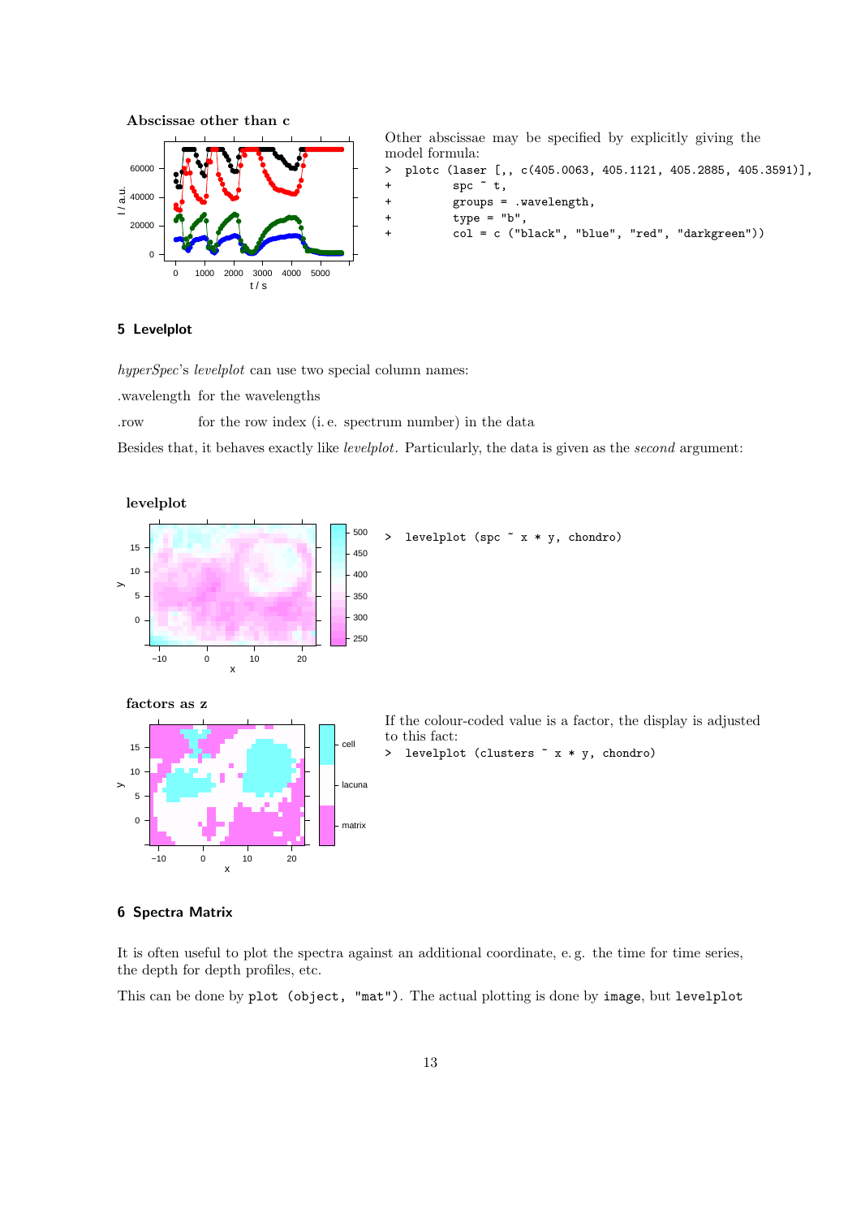**Abscissae other than c**

Other abscissae may be specified by explicitly giving the model formula:

```
> plotc (laser [,, c(405.0063, 405.1121, 405.2885, 405.3591)],
+         spc ~ t,
+         groups = .wavelength,
+         type = "b",
+         col = c ("black", "blue", "red", "darkgreen"))
```

## 5 Levelplot

*hyperSpec*'s *levelplot* can use two special column names:

.wavelength for the wavelengths

.row for the row index (i. e. spectrum number) in the data

Besides that, it behaves exactly like *levelplot*. Particularly, the data is given as the *second* argument:

**levelplot**

```
> levelplot (spc ~ x * y, chondro)
```

**factors as z**

If the colour-coded value is a factor, the display is adjusted to this fact:

```
> levelplot (clusters ~ x * y, chondro)
```

## 6 Spectra Matrix

It is often useful to plot the spectra against an additional coordinate, e. g. the time for time series, the depth for depth profiles, etc.

This can be done by `plot (object, "mat")`. The actual plotting is done by `image`, but `levelplot`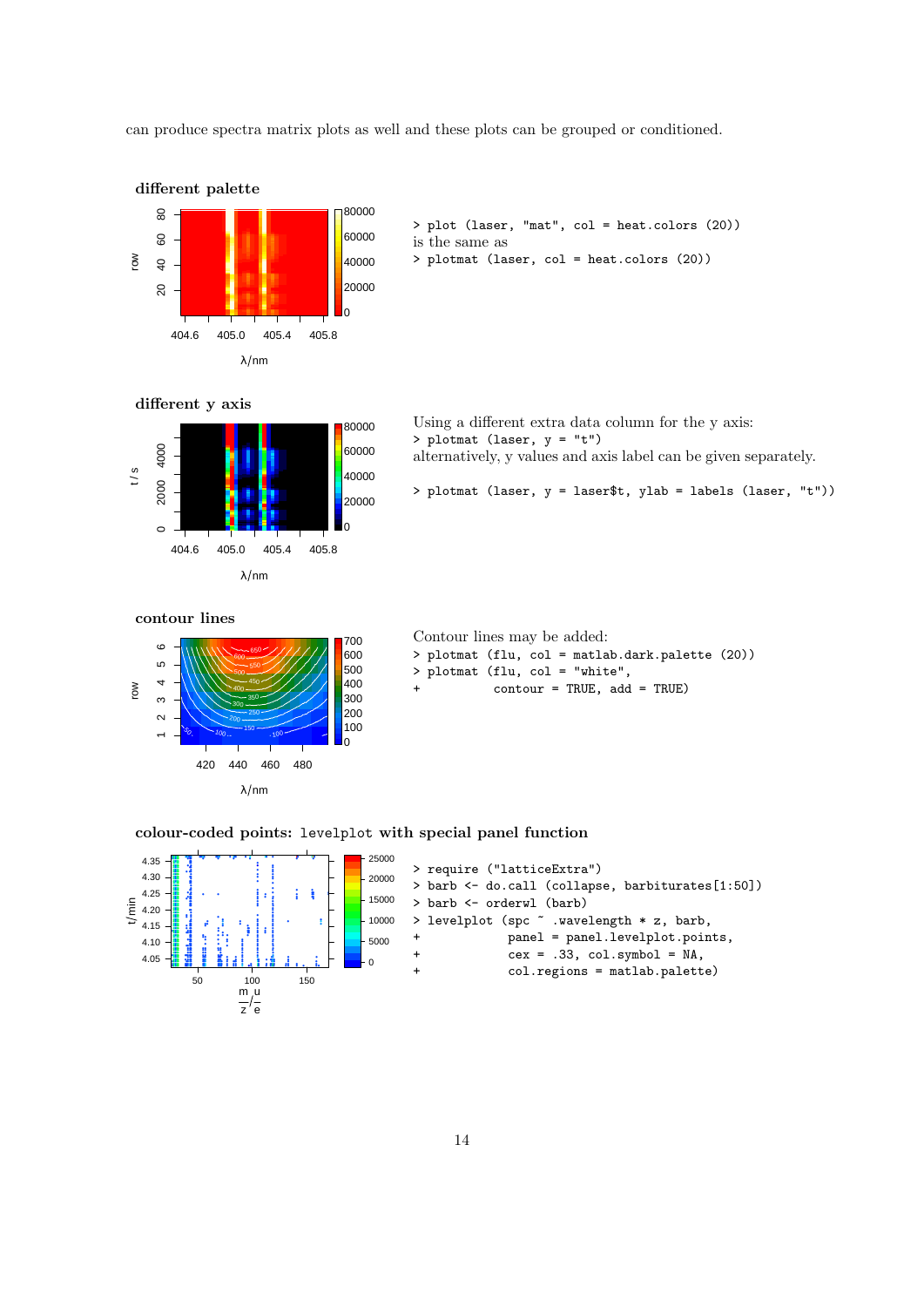can produce spectra matrix plots as well and these plots can be grouped or conditioned.

### different palette

```
> plot (laser, "mat", col = heat.colors (20))
```

is the same as

```
> plotmat (laser, col = heat.colors (20))
```

### different y axis

Using a different extra data column for the y axis:

```
> plotmat (laser, y = "t")
```

alternatively, y values and axis label can be given separately.

```
> plotmat (laser, y = laser$t, ylab = labels (laser, "t"))
```

### contour lines

Contour lines may be added:

```
> plotmat (flu, col = matlab.dark.palette (20))
> plotmat (flu, col = "white",
+          contour = TRUE, add = TRUE)
```

### colour-coded points: levelplot with special panel function

```
> require ("latticeExtra")
> barb <- do.call (collapse, barbiturates[1:50])
> barb <- orderwl (barb)
> levelplot (spc ~ .wavelength * z, barb,
+           panel = panel.levelplot.points,
+           cex = .33, col.symbol = NA,
+           col.regions = matlab.palette)
```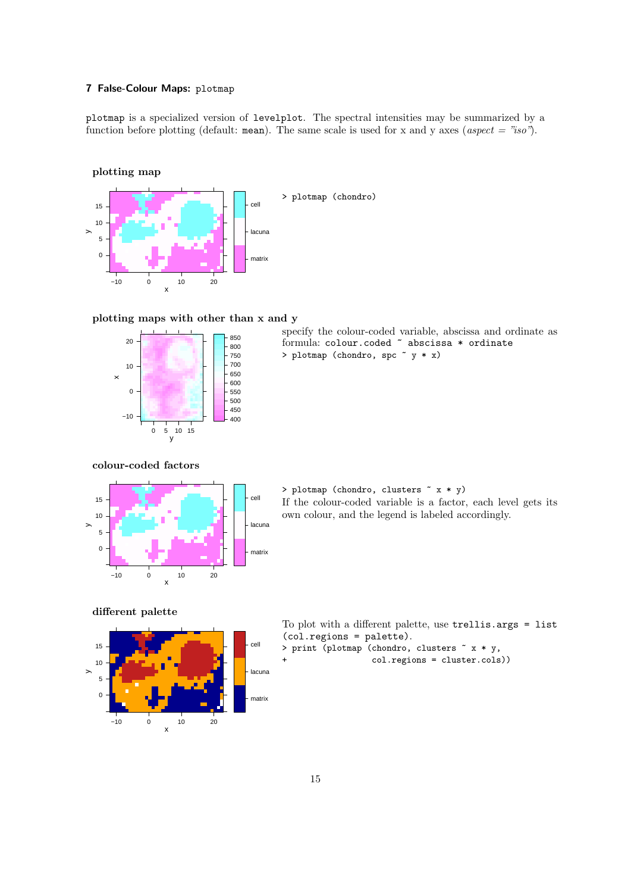## 7 False-Colour Maps: plotmap

plotmap is a specialized version of levelplot. The spectral intensities may be summarized by a function before plotting (default: mean). The same scale is used for x and y axes (*aspect = "iso"*).

### plotting map

```
> plotmap (chondro)
```

### plotting maps with other than x and y

specify the colour-coded variable, abscissa and ordinate as formula: colour.coded ~ abscissa * ordinate

```
> plotmap (chondro, spc ~ y * x)
```

### colour-coded factors

```
> plotmap (chondro, clusters ~ x * y)
```

If the colour-coded variable is a factor, each level gets its own colour, and the legend is labeled accordingly.

### different palette

To plot with a different palette, use trellis.args = list (col.regions = palette).

```
> print (plotmap (chondro, clusters ~ x * y,
+                 col.regions = cluster.cols))
```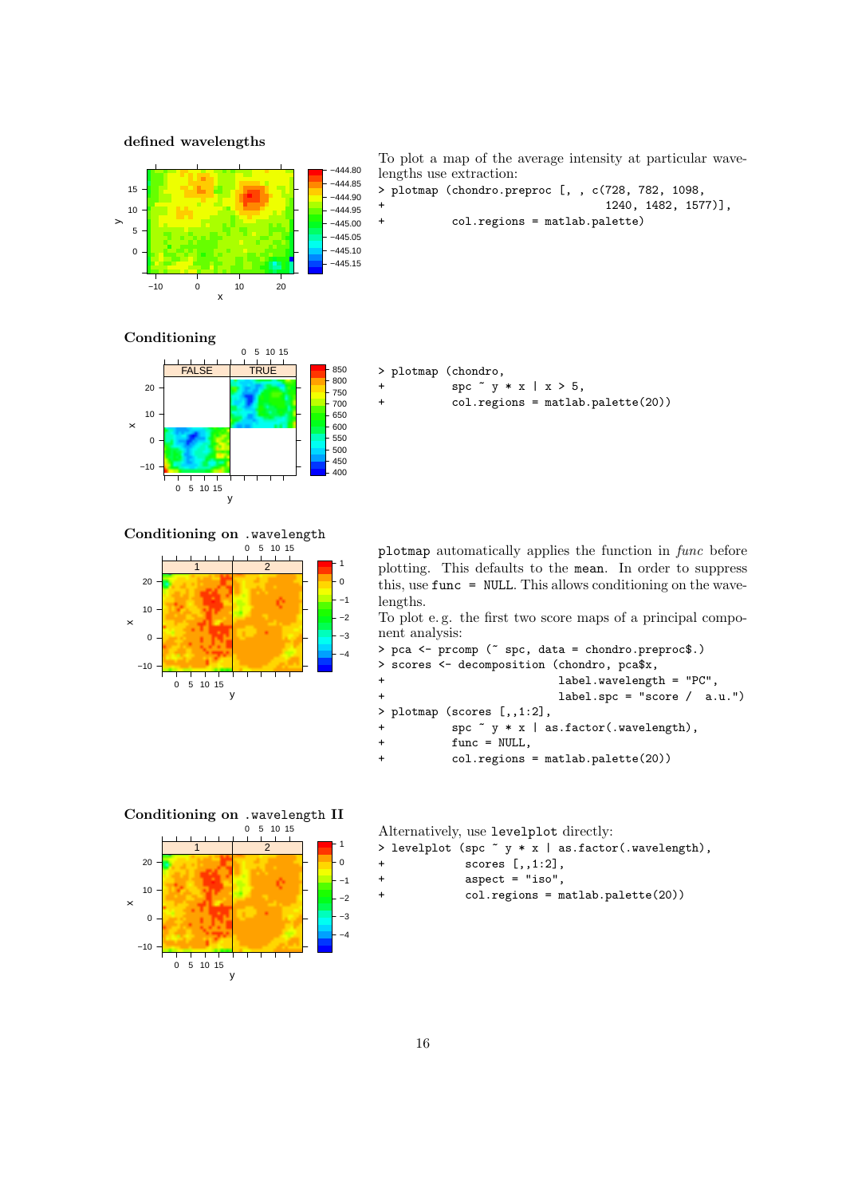### defined wavelengths

To plot a map of the average intensity at particular wavelengths use extraction:

```
> plotmap (chondro.preproc [, , c(728, 782, 1098,
+                                 1240, 1482, 1577)],
+          col.regions = matlab.palette)
```

### Conditioning

```
> plotmap (chondro,
+          spc ~ y * x | x > 5,
+          col.regions = matlab.palette(20))
```

### Conditioning on `.wavelength`

`plotmap` automatically applies the function in *func* before plotting. This defaults to the `mean`. In order to suppress this, use `func = NULL`. This allows conditioning on the wavelengths.

To plot e. g. the first two score maps of a principal component analysis:

```
> pca <- prcomp (~ spc, data = chondro.preproc$.)
> scores <- decomposition (chondro, pca$x,
+                          label.wavelength = "PC",
+                          label.spc = "score /  a.u.")
> plotmap (scores [,,1:2],
+          spc ~ y * x | as.factor(.wavelength),
+          func = NULL,
+          col.regions = matlab.palette(20))
```

### Conditioning on `.wavelength` II

Alternatively, use `levelplot` directly:

```
> levelplot (spc ~ y * x | as.factor(.wavelength),
+            scores [,,1:2],
+            aspect = "iso",
+            col.regions = matlab.palette(20))
```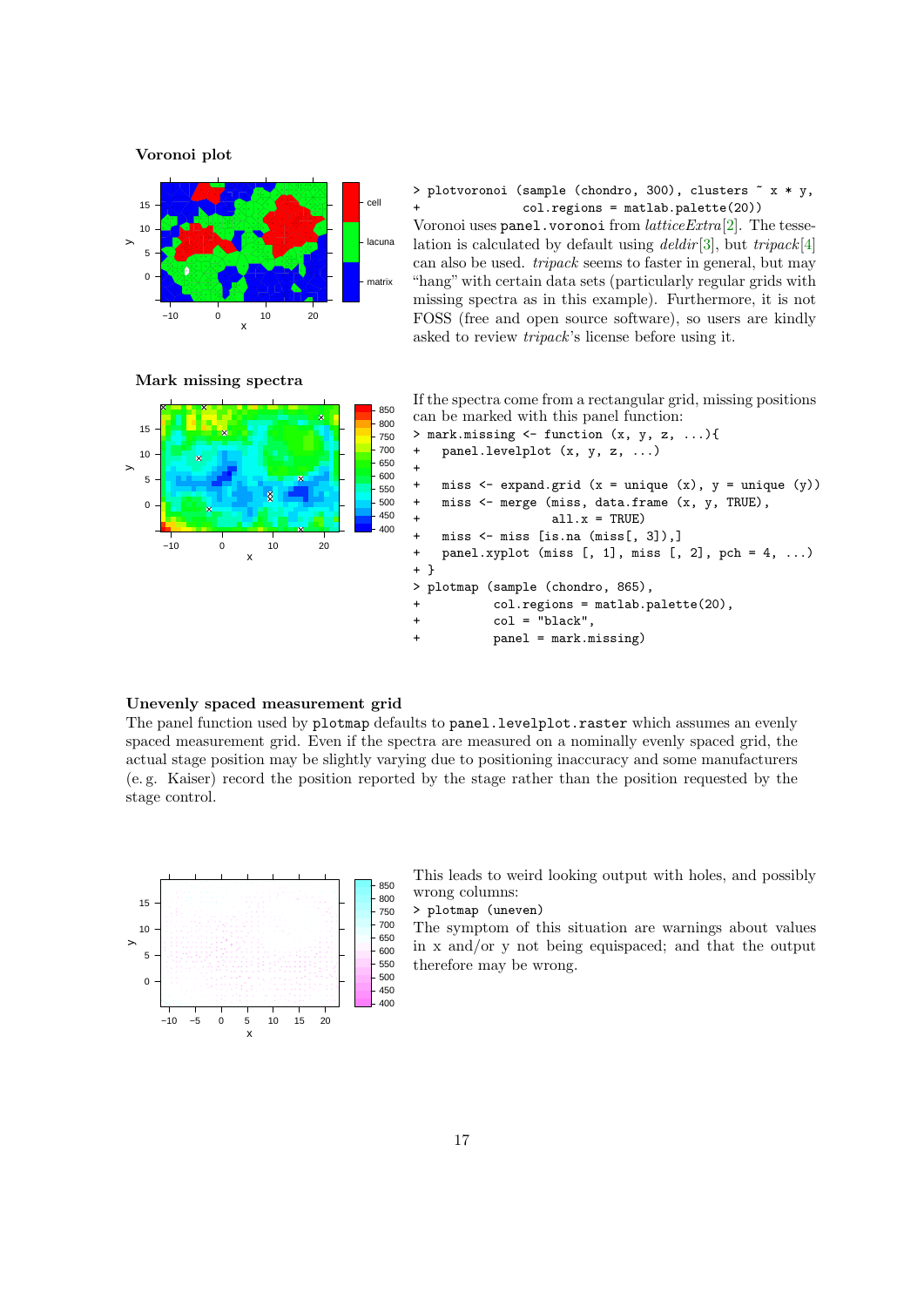### Voronoi plot

```
> plotvoronoi (sample (chondro, 300), clusters ~ x * y,
+              col.regions = matlab.palette(20))
```

Voronoi uses `panel.voronoi` from *latticeExtra*[2]. The tesselation is calculated by default using *deldir*[3], but *tripack*[4] can also be used. *tripack* seems to faster in general, but may "hang" with certain data sets (particularly regular grids with missing spectra as in this example). Furthermore, it is not FOSS (free and open source software), so users are kindly asked to review *tripack*'s license before using it.

### Mark missing spectra

If the spectra come from a rectangular grid, missing positions can be marked with this panel function:

```
> mark.missing <- function (x, y, z, ...){
+   panel.levelplot (x, y, z, ...)
+
+   miss <- expand.grid (x = unique (x), y = unique (y))
+   miss <- merge (miss, data.frame (x, y, TRUE),
+                  all.x = TRUE)
+   miss <- miss [is.na (miss[, 3]),]
+   panel.xyplot (miss [, 1], miss [, 2], pch = 4, ...)
+ }
> plotmap (sample (chondro, 865),
+          col.regions = matlab.palette(20),
+          col = "black",
+          panel = mark.missing)
```

### Unevenly spaced measurement grid

The panel function used by `plotmap` defaults to `panel.levelplot.raster` which assumes an evenly spaced measurement grid. Even if the spectra are measured on a nominally evenly spaced grid, the actual stage position may be slightly varying due to positioning inaccuracy and some manufacturers (e. g. Kaiser) record the position reported by the stage rather than the position requested by the stage control.

This leads to weird looking output with holes, and possibly wrong columns:

```
> plotmap (uneven)
```

The symptom of this situation are warnings about values in x and/or y not being equispaced; and that the output therefore may be wrong.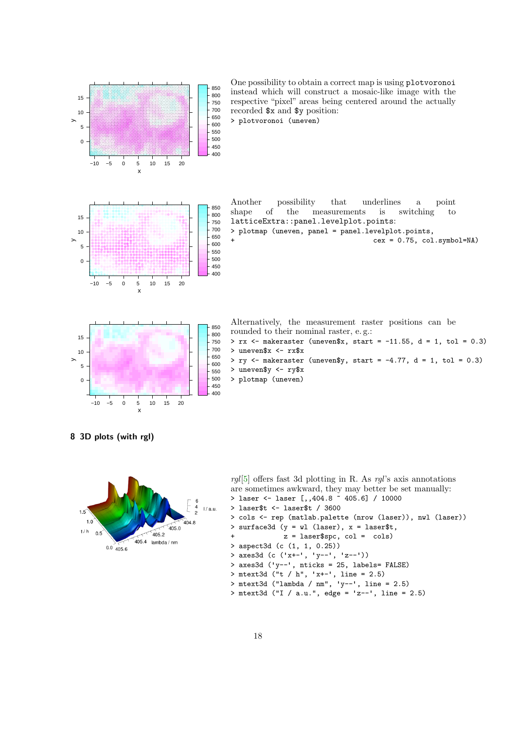One possibility to obtain a correct map is using `plotvoronoi` instead which will construct a mosaic-like image with the respective “pixel” areas being centered around the actually recorded `$x` and `$y` position:

```
> plotvoronoi (uneven)
```

Another possibility that underlines a point shape of the measurements is switching to `latticeExtra::panel.levelplot.points`:

```
> plotmap (uneven, panel = panel.levelplot.points,
+                                cex = 0.75, col.symbol=NA)
```

Alternatively, the measurement raster positions can be rounded to their nominal raster, e. g.:

```
> rx <- makeraster (uneven$x, start = -11.55, d = 1, tol = 0.3)
> uneven$x <- rx$x
> ry <- makeraster (uneven$y, start = -4.77, d = 1, tol = 0.3)
> uneven$y <- ry$x
> plotmap (uneven)
```

## 8 3D plots (with rgl)

*rgl*[5] offers fast 3d plotting in R. As *rgl*’s axis annotations are sometimes awkward, they may better be set manually:

```
> laser <- laser [,,404.8 ~ 405.6] / 10000
> laser$t <- laser$t / 3600
> cols <- rep (matlab.palette (nrow (laser)), nwl (laser))
> surface3d (y = wl (laser), x = laser$t,
+            z = laser$spc, col =  cols)
> aspect3d (c (1, 1, 0.25))
> axes3d (c ('x+-', 'y--', 'z--'))
> axes3d ('y--', nticks = 25, labels= FALSE)
> mtext3d ("t / h", 'x+-', line = 2.5)
> mtext3d ("lambda / nm", 'y--', line = 2.5)
> mtext3d ("I / a.u.", edge = 'z--', line = 2.5)
```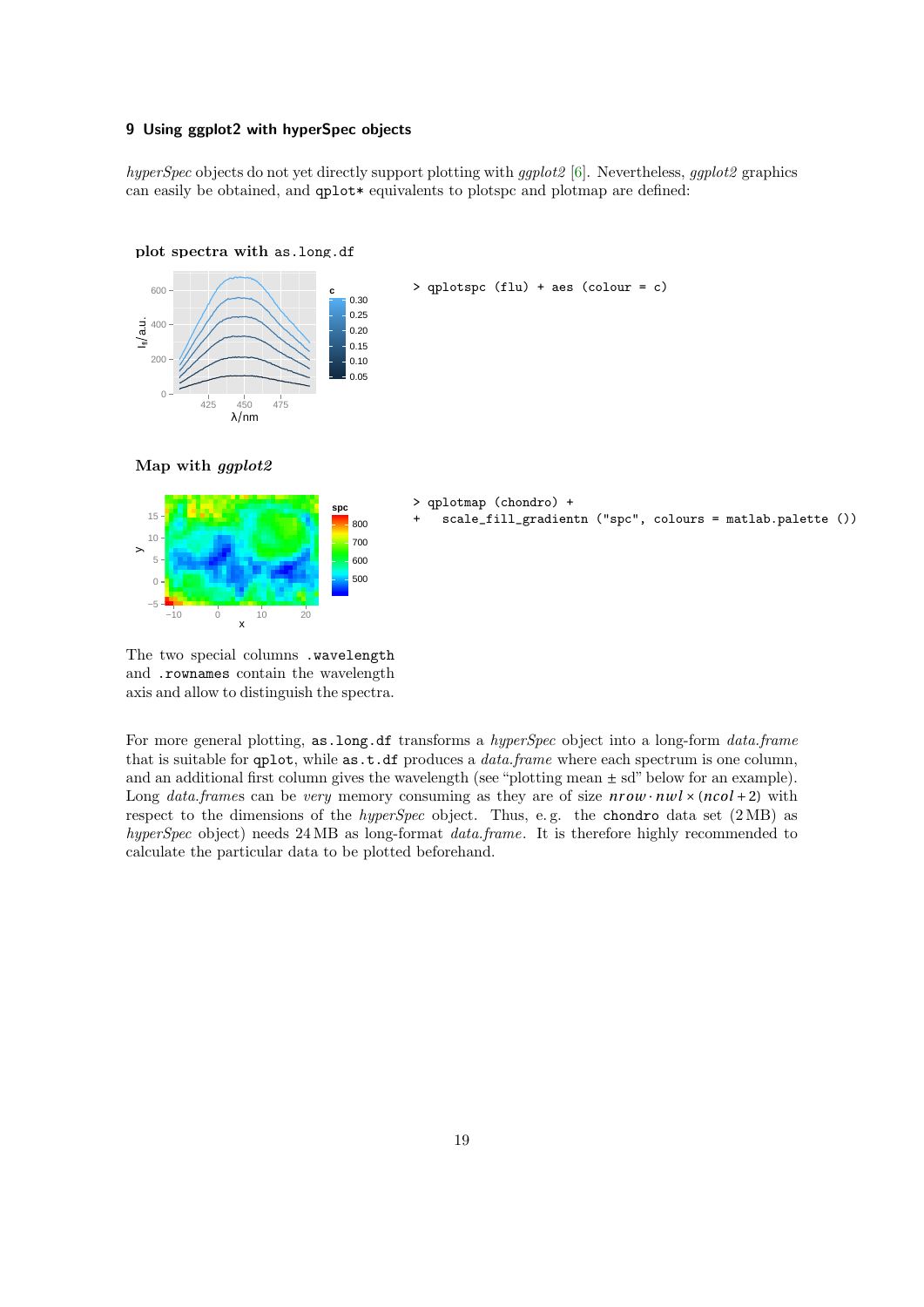## 9 Using ggplot2 with hyperSpec objects

*hyperSpec* objects do not yet directly support plotting with *ggplot2* [6]. Nevertheless, *ggplot2* graphics can easily be obtained, and `qplot*` equivalents to plotspc and plotmap are defined:

plot spectra with `as.long.df`

```
> qplotspc (flu) + aes (colour = c)
```

Map with *ggplot2*

```
> qplotmap (chondro) +
+   scale_fill_gradientn ("spc", colours = matlab.palette ())
```

The two special columns `.wavelength` and `.rownames` contain the wavelength axis and allow to distinguish the spectra.

For more general plotting, `as.long.df` transforms a *hyperSpec* object into a long-form *data.frame* that is suitable for `qplot`, while `as.t.df` produces a *data.frame* where each spectrum is one column, and an additional first column gives the wavelength (see "plotting mean ± sd" below for an example). Long *data.frames* can be *very* memory consuming as they are of size $nrow \cdot nwl \times (ncol + 2)$ with respect to the dimensions of the *hyperSpec* object. Thus, e. g. the `chondro` data set (2 MB) as *hyperSpec* object) needs 24 MB as long-format *data.frame*. It is therefore highly recommended to calculate the particular data to be plotted beforehand.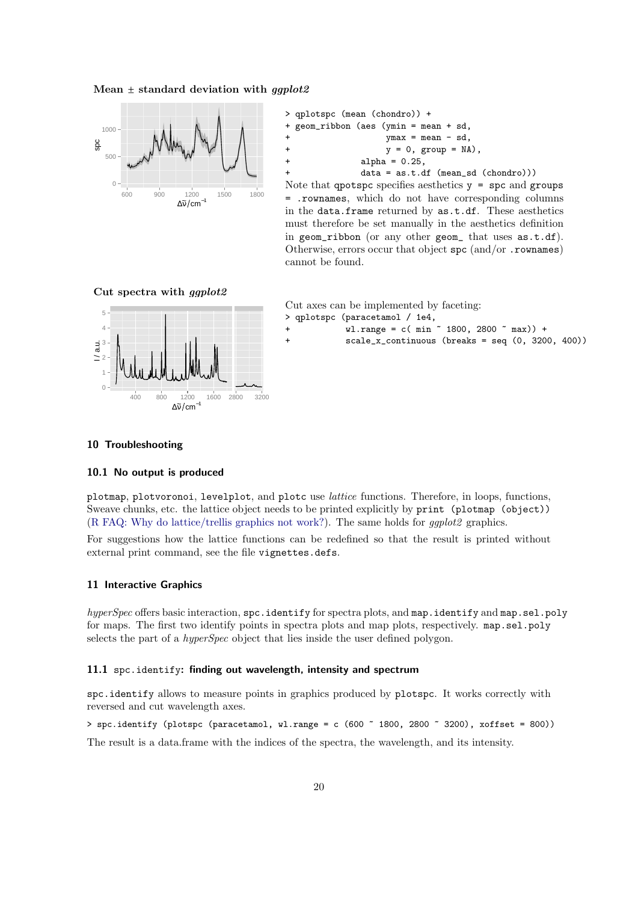**Mean ± standard deviation with *ggplot2***

```
> qplotspc (mean (chondro)) +
+ geom_ribbon (aes (ymin = mean + sd,
+                   ymax = mean - sd,
+                   y = 0, group = NA),
+              alpha = 0.25,
+              data = as.t.df (mean_sd (chondro)))
```

Note that qpotspc specifies aesthetics y = spc and groups = .rownames, which do not have corresponding columns in the data.frame returned by as.t.df. These aesthetics must therefore be set manually in the aesthetics definition in geom_ribbon (or any other geom_ that uses as.t.df). Otherwise, errors occur that object spc (and/or .rownames) cannot be found.

**Cut spectra with *ggplot2***

Cut axes can be implemented by faceting:

```
> qplotspc (paracetamol / 1e4,
+           wl.range = c( min ~ 1800, 2800 ~ max)) +
+           scale_x_continuous (breaks = seq (0, 3200, 400))
```

## 10 Troubleshooting

### 10.1 No output is produced

plotmap, plotvoronoi, levelplot, and plotc use *lattice* functions. Therefore, in loops, functions, Sweave chunks, etc. the lattice object needs to be printed explicitly by print (plotmap (object)) (R FAQ: Why do lattice/trellis graphics not work?). The same holds for *ggplot2* graphics.

For suggestions how the lattice functions can be redefined so that the result is printed without external print command, see the file vignettes.defs.

## 11 Interactive Graphics

*hyperSpec* offers basic interaction, spc.identify for spectra plots, and map.identify and map.sel.poly for maps. The first two identify points in spectra plots and map plots, respectively. map.sel.poly selects the part of a *hyperSpec* object that lies inside the user defined polygon.

### 11.1 spc.identify: finding out wavelength, intensity and spectrum

spc.identify allows to measure points in graphics produced by plotspc. It works correctly with reversed and cut wavelength axes.

```
> spc.identify (plotspc (paracetamol, wl.range = c (600 ~ 1800, 2800 ~ 3200), xoffset = 800))
```

The result is a data.frame with the indices of the spectra, the wavelength, and its intensity.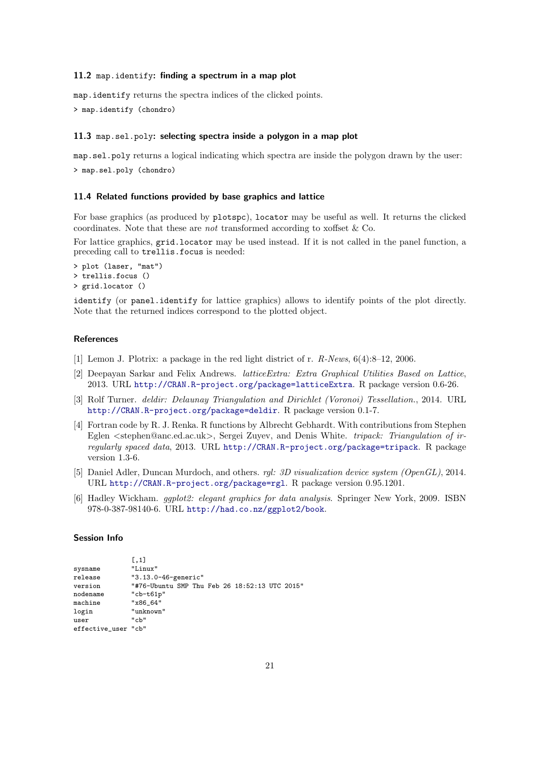### 11.2 `map.identify`: finding a spectrum in a map plot

`map.identify` returns the spectra indices of the clicked points.

```
> map.identify (chondro)
```

### 11.3 `map.sel.poly`: selecting spectra inside a polygon in a map plot

`map.sel.poly` returns a logical indicating which spectra are inside the polygon drawn by the user:

```
> map.sel.poly (chondro)
```

### 11.4 Related functions provided by base graphics and lattice

For base graphics (as produced by `plotspc`), `locator` may be useful as well. It returns the clicked coordinates. Note that these are *not* transformed according to xoffset & Co.

For lattice graphics, `grid.locator` may be used instead. If it is not called in the panel function, a preceding call to `trellis.focus` is needed:

```
> plot (laser, "mat")
> trellis.focus ()
> grid.locator ()
```

`identify` (or `panel.identify` for lattice graphics) allows to identify points of the plot directly. Note that the returned indices correspond to the plotted object.

### References

[1] Lemon J. Plotrix: a package in the red light district of r. *R-News*, 6(4):8–12, 2006.

[2] Deepayan Sarkar and Felix Andrews. *latticeExtra: Extra Graphical Utilities Based on Lattice*, 2013. URL http://CRAN.R-project.org/package=latticeExtra. R package version 0.6-26.

[3] Rolf Turner. *deldir: Delaunay Triangulation and Dirichlet (Voronoi) Tessellation.*, 2014. URL http://CRAN.R-project.org/package=deldir. R package version 0.1-7.

[4] Fortran code by R. J. Renka. R functions by Albrecht Gebhardt. With contributions from Stephen Eglen <stephen@anc.ed.ac.uk>, Sergei Zuyev, and Denis White. *tripack: Triangulation of irregularly spaced data*, 2013. URL http://CRAN.R-project.org/package=tripack. R package version 1.3-6.

[5] Daniel Adler, Duncan Murdoch, and others. *rgl: 3D visualization device system (OpenGL)*, 2014. URL http://CRAN.R-project.org/package=rgl. R package version 0.95.1201.

[6] Hadley Wickham. *ggplot2: elegant graphics for data analysis*. Springer New York, 2009. ISBN 978-0-387-98140-6. URL http://had.co.nz/ggplot2/book.

### Session Info

```
               [,1]
sysname        "Linux"
release        "3.13.0-46-generic"
version        "#76-Ubuntu SMP Thu Feb 26 18:52:13 UTC 2015"
nodename       "cb-t61p"
machine        "x86_64"
login          "unknown"
user           "cb"
effective_user "cb"
```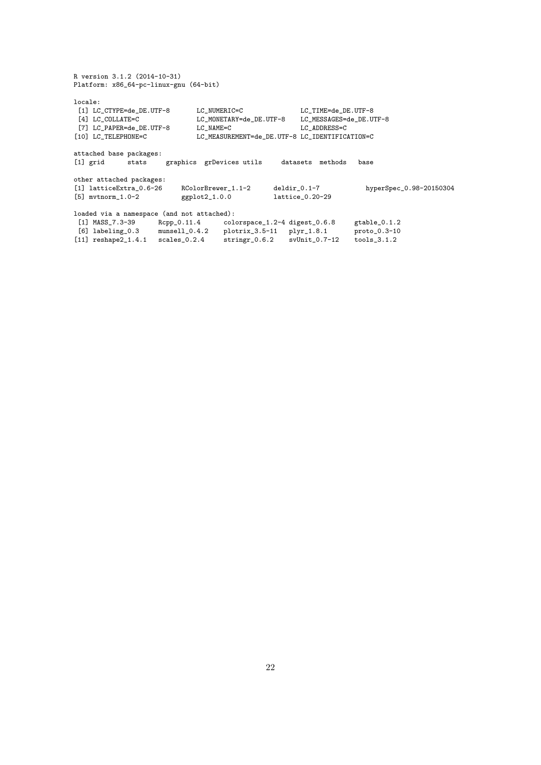```
R version 3.1.2 (2014-10-31)
Platform: x86_64-pc-linux-gnu (64-bit)

locale:
 [1] LC_CTYPE=de_DE.UTF-8       LC_NUMERIC=C               LC_TIME=de_DE.UTF-8
 [4] LC_COLLATE=C               LC_MONETARY=de_DE.UTF-8    LC_MESSAGES=de_DE.UTF-8
 [7] LC_PAPER=de_DE.UTF-8       LC_NAME=C                  LC_ADDRESS=C
[10] LC_TELEPHONE=C             LC_MEASUREMENT=de_DE.UTF-8 LC_IDENTIFICATION=C

attached base packages:
[1] grid      stats     graphics  grDevices utils     datasets  methods   base

other attached packages:
[1] latticeExtra_0.6-26     RColorBrewer_1.1-2      deldir_0.1-7            hyperSpec_0.98-20150304
[5] mvtnorm_1.0-2           ggplot2_1.0.0           lattice_0.20-29

loaded via a namespace (and not attached):
 [1] MASS_7.3-39      Rcpp_0.11.4      colorspace_1.2-4 digest_0.6.8     gtable_0.1.2
 [6] labeling_0.3     munsell_0.4.2    plotrix_3.5-11   plyr_1.8.1       proto_0.3-10
[11] reshape2_1.4.1   scales_0.2.4     stringr_0.6.2    svUnit_0.7-12    tools_3.1.2
```